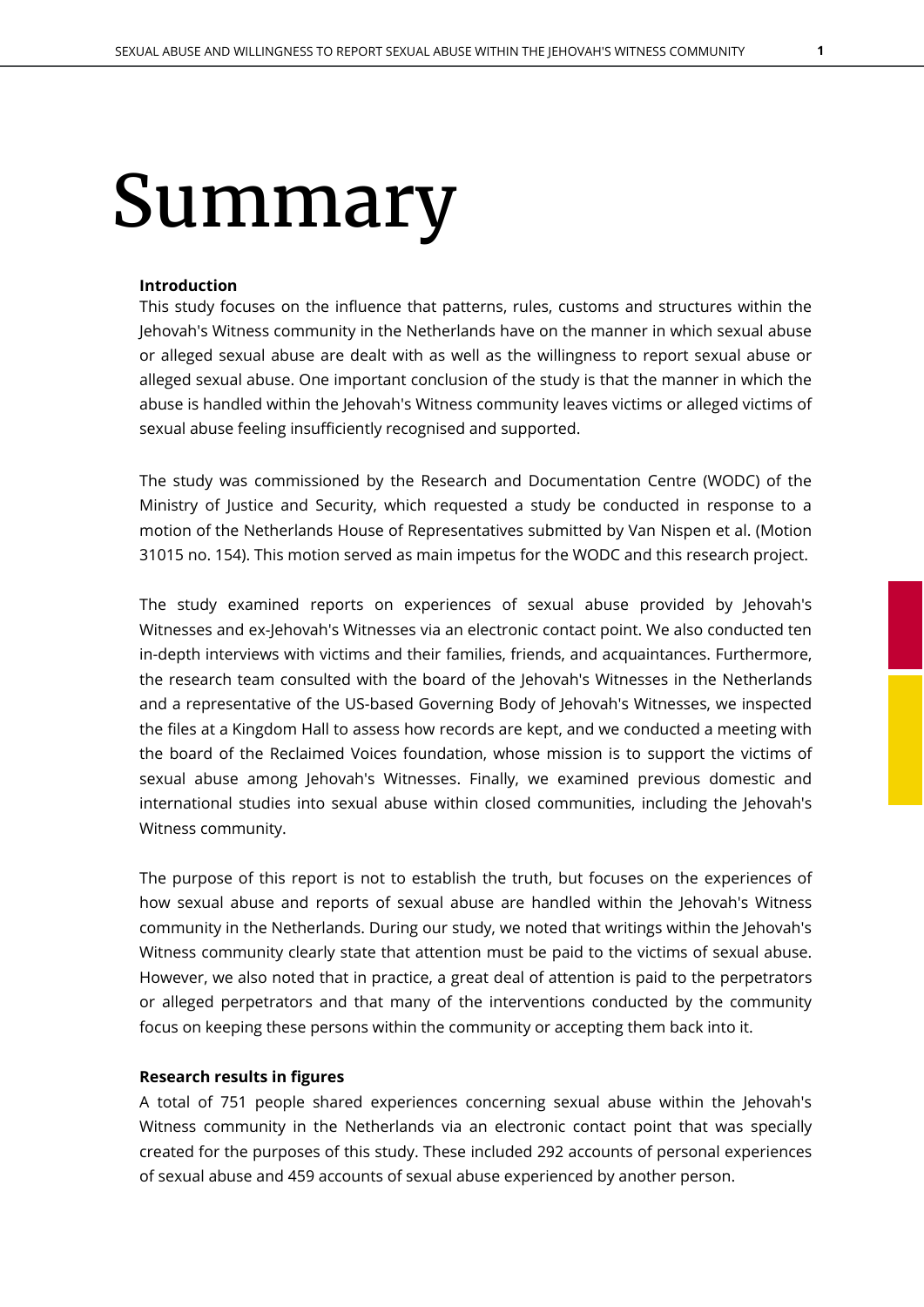# Summary

**Introduction**

This study focuses on the influence that patterns, rules, customs and structures within the Jehovah's Witness community in the Netherlands have on the manner in which sexual abuse or alleged sexual abuse are dealt with as well as the willingness to report sexual abuse or alleged sexual abuse. One important conclusion of the study is that the manner in which the abuse is handled within the Jehovah's Witness community leaves victims or alleged victims of sexual abuse feeling insufficiently recognised and supported.

The study was commissioned by the Research and Documentation Centre (WODC) of the Ministry of Justice and Security, which requested a study be conducted in response to a motion of the Netherlands House of Representatives submitted by Van Nispen et al. (Motion 31015 no. 154). This motion served as main impetus for the WODC and this research project.

The study examined reports on experiences of sexual abuse provided by Jehovah's Witnesses and ex-Jehovah's Witnesses via an electronic contact point. We also conducted ten in-depth interviews with victims and their families, friends, and acquaintances. Furthermore, the research team consulted with the board of the Jehovah's Witnesses in the Netherlands and a representative of the US-based Governing Body of Jehovah's Witnesses, we inspected the files at a Kingdom Hall to assess how records are kept, and we conducted a meeting with the board of the Reclaimed Voices foundation, whose mission is to support the victims of sexual abuse among Jehovah's Witnesses. Finally, we examined previous domestic and international studies into sexual abuse within closed communities, including the Jehovah's Witness community.

The purpose of this report is not to establish the truth, but focuses on the experiences of how sexual abuse and reports of sexual abuse are handled within the Jehovah's Witness community in the Netherlands. During our study, we noted that writings within the Jehovah's Witness community clearly state that attention must be paid to the victims of sexual abuse. However, we also noted that in practice, a great deal of attention is paid to the perpetrators or alleged perpetrators and that many of the interventions conducted by the community focus on keeping these persons within the community or accepting them back into it.

**Research results in figures**

A total of 751 people shared experiences concerning sexual abuse within the Jehovah's Witness community in the Netherlands via an electronic contact point that was specially created for the purposes of this study. These included 292 accounts of personal experiences of sexual abuse and 459 accounts of sexual abuse experienced by another person.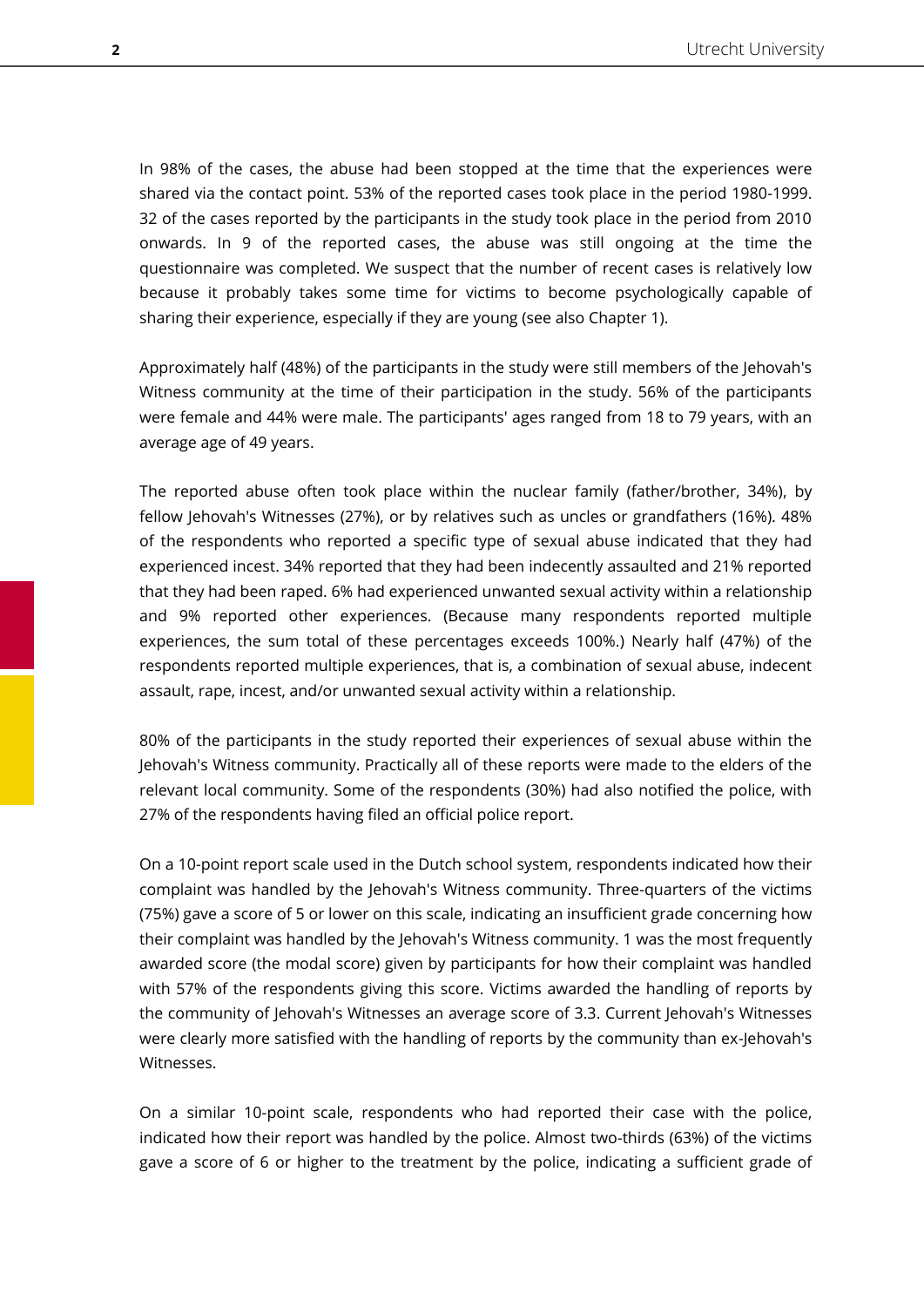In 98% of the cases, the abuse had been stopped at the time that the experiences were shared via the contact point. 53% of the reported cases took place in the period 1980-1999. 32 of the cases reported by the participants in the study took place in the period from 2010 onwards. In 9 of the reported cases, the abuse was still ongoing at the time the questionnaire was completed. We suspect that the number of recent cases is relatively low because it probably takes some time for victims to become psychologically capable of sharing their experience, especially if they are young (see also Chapter 1).

Approximately half (48%) of the participants in the study were still members of the Jehovah's Witness community at the time of their participation in the study. 56% of the participants were female and 44% were male. The participants' ages ranged from 18 to 79 years, with an average age of 49 years.

The reported abuse often took place within the nuclear family (father/brother, 34%), by fellow Jehovah's Witnesses (27%), or by relatives such as uncles or grandfathers (16%). 48% of the respondents who reported a specific type of sexual abuse indicated that they had experienced incest. 34% reported that they had been indecently assaulted and 21% reported that they had been raped. 6% had experienced unwanted sexual activity within a relationship and 9% reported other experiences. (Because many respondents reported multiple experiences, the sum total of these percentages exceeds 100%.) Nearly half (47%) of the respondents reported multiple experiences, that is, a combination of sexual abuse, indecent assault, rape, incest, and/or unwanted sexual activity within a relationship.

80% of the participants in the study reported their experiences of sexual abuse within the Jehovah's Witness community. Practically all of these reports were made to the elders of the relevant local community. Some of the respondents (30%) had also notified the police, with 27% of the respondents having filed an official police report.

On a 10-point report scale used in the Dutch school system, respondents indicated how their complaint was handled by the Jehovah's Witness community. Three-quarters of the victims (75%) gave a score of 5 or lower on this scale, indicating an insufficient grade concerning how their complaint was handled by the Jehovah's Witness community. 1 was the most frequently awarded score (the modal score) given by participants for how their complaint was handled with 57% of the respondents giving this score. Victims awarded the handling of reports by the community of Jehovah's Witnesses an average score of 3.3. Current Jehovah's Witnesses were clearly more satisfied with the handling of reports by the community than ex-Jehovah's Witnesses.

On a similar 10-point scale, respondents who had reported their case with the police, indicated how their report was handled by the police. Almost two-thirds (63%) of the victims gave a score of 6 or higher to the treatment by the police, indicating a sufficient grade of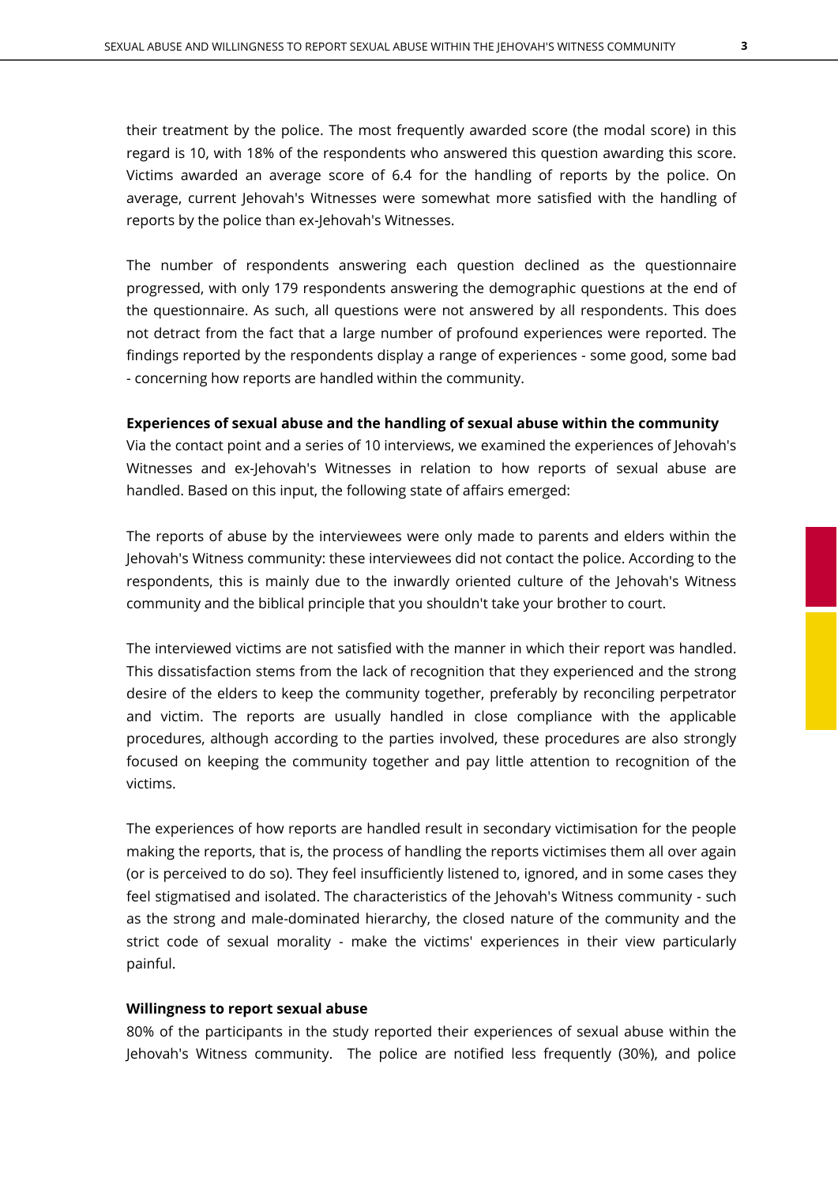their treatment by the police. The most frequently awarded score (the modal score) in this regard is 10, with 18% of the respondents who answered this question awarding this score. Victims awarded an average score of 6.4 for the handling of reports by the police. On average, current Jehovah's Witnesses were somewhat more satisfied with the handling of reports by the police than ex-Jehovah's Witnesses.

The number of respondents answering each question declined as the questionnaire progressed, with only 179 respondents answering the demographic questions at the end of the questionnaire. As such, all questions were not answered by all respondents. This does not detract from the fact that a large number of profound experiences were reported. The findings reported by the respondents display a range of experiences - some good, some bad - concerning how reports are handled within the community.

**Experiences of sexual abuse and the handling of sexual abuse within the community**

Via the contact point and a series of 10 interviews, we examined the experiences of Jehovah's Witnesses and ex-Jehovah's Witnesses in relation to how reports of sexual abuse are handled. Based on this input, the following state of affairs emerged:

The reports of abuse by the interviewees were only made to parents and elders within the Jehovah's Witness community: these interviewees did not contact the police. According to the respondents, this is mainly due to the inwardly oriented culture of the Jehovah's Witness community and the biblical principle that you shouldn't take your brother to court.

The interviewed victims are not satisfied with the manner in which their report was handled. This dissatisfaction stems from the lack of recognition that they experienced and the strong desire of the elders to keep the community together, preferably by reconciling perpetrator and victim. The reports are usually handled in close compliance with the applicable procedures, although according to the parties involved, these procedures are also strongly focused on keeping the community together and pay little attention to recognition of the victims.

The experiences of how reports are handled result in secondary victimisation for the people making the reports, that is, the process of handling the reports victimises them all over again (or is perceived to do so). They feel insufficiently listened to, ignored, and in some cases they feel stigmatised and isolated. The characteristics of the Jehovah's Witness community - such as the strong and male-dominated hierarchy, the closed nature of the community and the strict code of sexual morality - make the victims' experiences in their view particularly painful.

**Willingness to report sexual abuse**

80% of the participants in the study reported their experiences of sexual abuse within the Jehovah's Witness community. The police are notified less frequently (30%), and police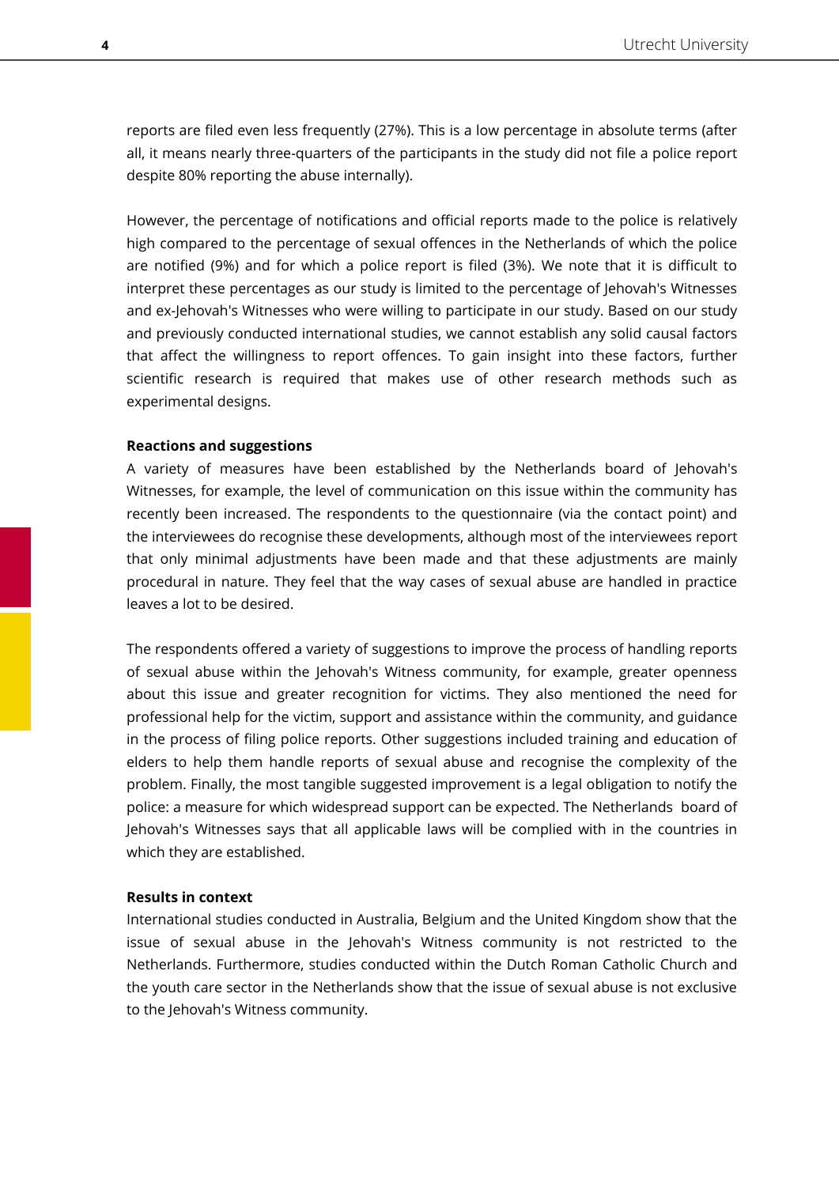reports are filed even less frequently (27%). This is a low percentage in absolute terms (after all, it means nearly three-quarters of the participants in the study did not file a police report despite 80% reporting the abuse internally).

However, the percentage of notifications and official reports made to the police is relatively high compared to the percentage of sexual offences in the Netherlands of which the police are notified (9%) and for which a police report is filed (3%). We note that it is difficult to interpret these percentages as our study is limited to the percentage of Jehovah's Witnesses and ex-Jehovah's Witnesses who were willing to participate in our study. Based on our study and previously conducted international studies, we cannot establish any solid causal factors that affect the willingness to report offences. To gain insight into these factors, further scientific research is required that makes use of other research methods such as experimental designs.

**Reactions and suggestions**

A variety of measures have been established by the Netherlands board of Jehovah's Witnesses, for example, the level of communication on this issue within the community has recently been increased. The respondents to the questionnaire (via the contact point) and the interviewees do recognise these developments, although most of the interviewees report that only minimal adjustments have been made and that these adjustments are mainly procedural in nature. They feel that the way cases of sexual abuse are handled in practice leaves a lot to be desired.

The respondents offered a variety of suggestions to improve the process of handling reports of sexual abuse within the Jehovah's Witness community, for example, greater openness about this issue and greater recognition for victims. They also mentioned the need for professional help for the victim, support and assistance within the community, and guidance in the process of filing police reports. Other suggestions included training and education of elders to help them handle reports of sexual abuse and recognise the complexity of the problem. Finally, the most tangible suggested improvement is a legal obligation to notify the police: a measure for which widespread support can be expected. The Netherlands board of Jehovah's Witnesses says that all applicable laws will be complied with in the countries in which they are established.

**Results in context**

International studies conducted in Australia, Belgium and the United Kingdom show that the issue of sexual abuse in the Jehovah's Witness community is not restricted to the Netherlands. Furthermore, studies conducted within the Dutch Roman Catholic Church and the youth care sector in the Netherlands show that the issue of sexual abuse is not exclusive to the Jehovah's Witness community.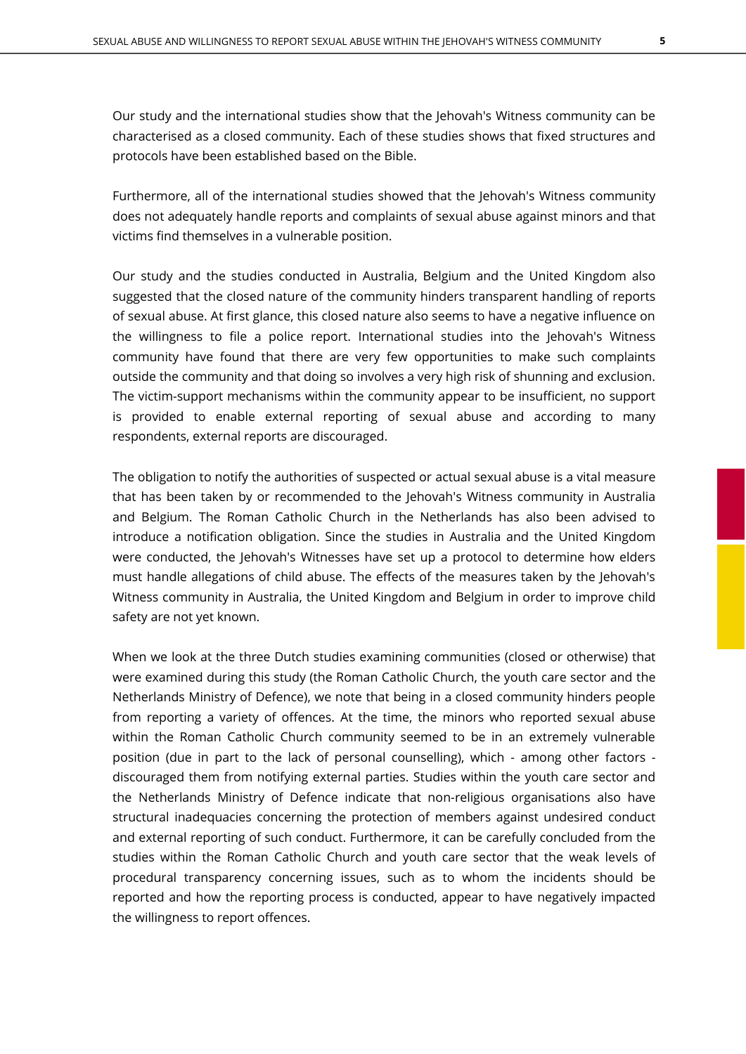Our study and the international studies show that the Jehovah's Witness community can be characterised as a closed community. Each of these studies shows that fixed structures and protocols have been established based on the Bible.

Furthermore, all of the international studies showed that the Jehovah's Witness community does not adequately handle reports and complaints of sexual abuse against minors and that victims find themselves in a vulnerable position.

Our study and the studies conducted in Australia, Belgium and the United Kingdom also suggested that the closed nature of the community hinders transparent handling of reports of sexual abuse. At first glance, this closed nature also seems to have a negative influence on the willingness to file a police report. International studies into the Jehovah's Witness community have found that there are very few opportunities to make such complaints outside the community and that doing so involves a very high risk of shunning and exclusion. The victim-support mechanisms within the community appear to be insufficient, no support is provided to enable external reporting of sexual abuse and according to many respondents, external reports are discouraged.

The obligation to notify the authorities of suspected or actual sexual abuse is a vital measure that has been taken by or recommended to the Jehovah's Witness community in Australia and Belgium. The Roman Catholic Church in the Netherlands has also been advised to introduce a notification obligation. Since the studies in Australia and the United Kingdom were conducted, the Jehovah's Witnesses have set up a protocol to determine how elders must handle allegations of child abuse. The effects of the measures taken by the Jehovah's Witness community in Australia, the United Kingdom and Belgium in order to improve child safety are not yet known.

When we look at the three Dutch studies examining communities (closed or otherwise) that were examined during this study (the Roman Catholic Church, the youth care sector and the Netherlands Ministry of Defence), we note that being in a closed community hinders people from reporting a variety of offences. At the time, the minors who reported sexual abuse within the Roman Catholic Church community seemed to be in an extremely vulnerable position (due in part to the lack of personal counselling), which - among other factors - discouraged them from notifying external parties. Studies within the youth care sector and the Netherlands Ministry of Defence indicate that non-religious organisations also have structural inadequacies concerning the protection of members against undesired conduct and external reporting of such conduct. Furthermore, it can be carefully concluded from the studies within the Roman Catholic Church and youth care sector that the weak levels of procedural transparency concerning issues, such as to whom the incidents should be reported and how the reporting process is conducted, appear to have negatively impacted the willingness to report offences.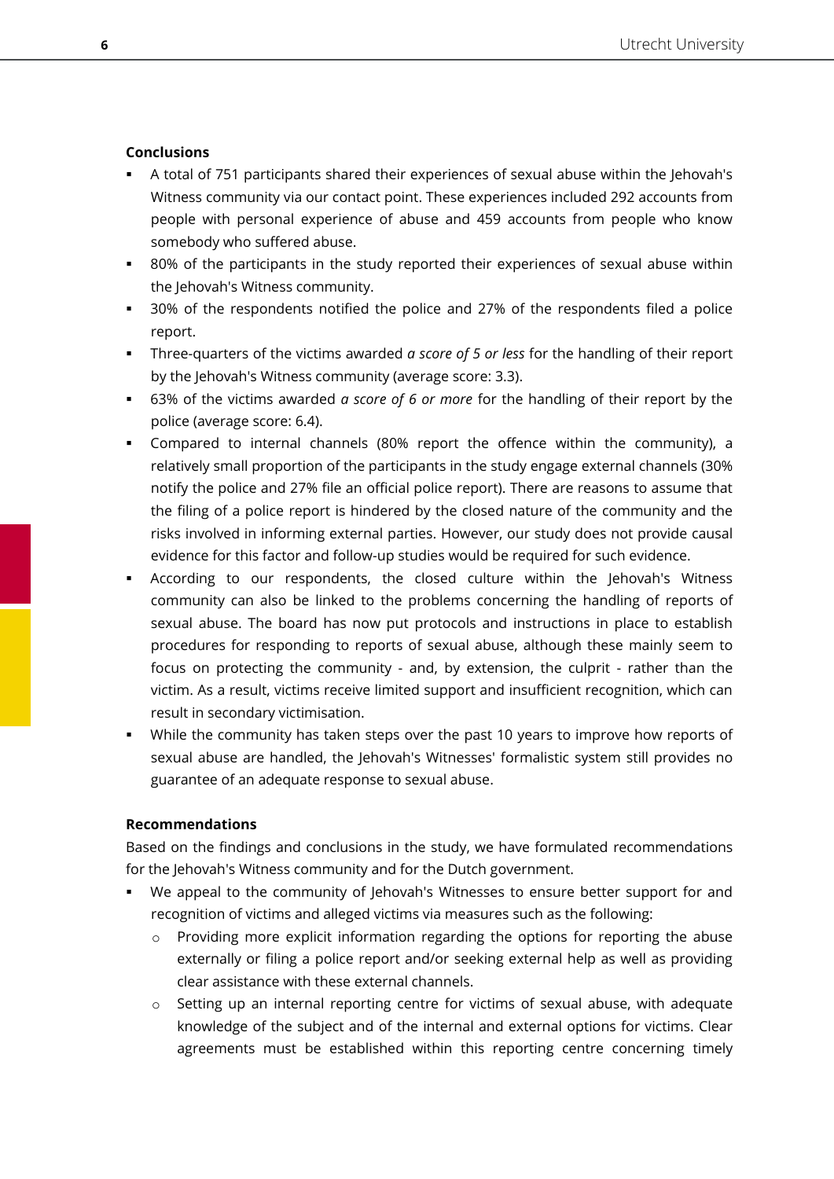**Conclusions**

- A total of 751 participants shared their experiences of sexual abuse within the Jehovah's Witness community via our contact point. These experiences included 292 accounts from people with personal experience of abuse and 459 accounts from people who know somebody who suffered abuse.
- 80% of the participants in the study reported their experiences of sexual abuse within the Jehovah's Witness community.
- 30% of the respondents notified the police and 27% of the respondents filed a police report.
- Three-quarters of the victims awarded *a score of 5 or less* for the handling of their report by the Jehovah's Witness community (average score: 3.3).
- 63% of the victims awarded *a score of 6 or more* for the handling of their report by the police (average score: 6.4).
- Compared to internal channels (80% report the offence within the community), a relatively small proportion of the participants in the study engage external channels (30% notify the police and 27% file an official police report). There are reasons to assume that the filing of a police report is hindered by the closed nature of the community and the risks involved in informing external parties. However, our study does not provide causal evidence for this factor and follow-up studies would be required for such evidence.
- According to our respondents, the closed culture within the Jehovah's Witness community can also be linked to the problems concerning the handling of reports of sexual abuse. The board has now put protocols and instructions in place to establish procedures for responding to reports of sexual abuse, although these mainly seem to focus on protecting the community - and, by extension, the culprit - rather than the victim. As a result, victims receive limited support and insufficient recognition, which can result in secondary victimisation.
- While the community has taken steps over the past 10 years to improve how reports of sexual abuse are handled, the Jehovah's Witnesses' formalistic system still provides no guarantee of an adequate response to sexual abuse.

**Recommendations**

Based on the findings and conclusions in the study, we have formulated recommendations for the Jehovah's Witness community and for the Dutch government.

- We appeal to the community of Jehovah's Witnesses to ensure better support for and recognition of victims and alleged victims via measures such as the following:
  - Providing more explicit information regarding the options for reporting the abuse externally or filing a police report and/or seeking external help as well as providing clear assistance with these external channels.
  - Setting up an internal reporting centre for victims of sexual abuse, with adequate knowledge of the subject and of the internal and external options for victims. Clear agreements must be established within this reporting centre concerning timely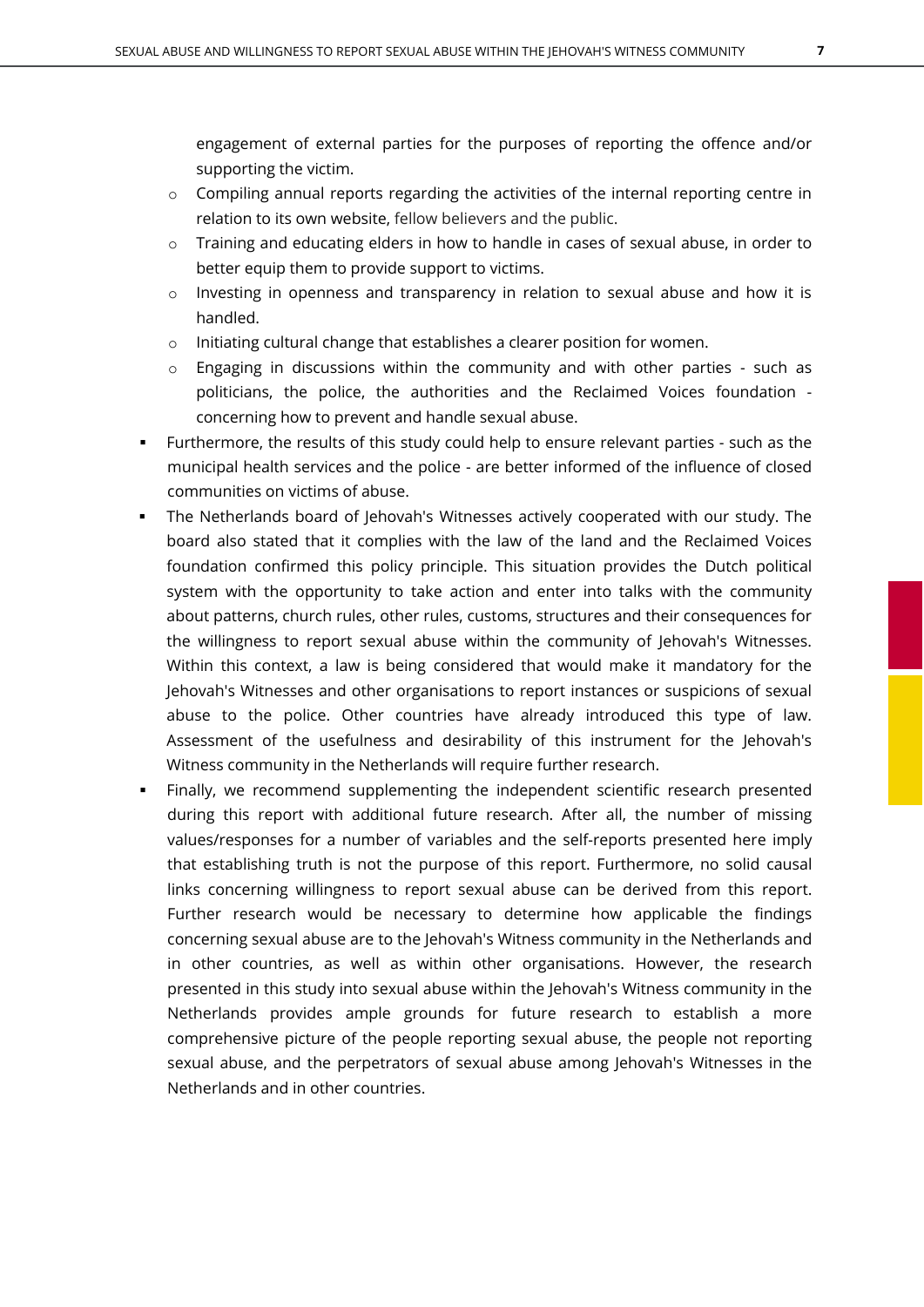engagement of external parties for the purposes of reporting the offence and/or supporting the victim.

  - Compiling annual reports regarding the activities of the internal reporting centre in relation to its own website, fellow believers and the public.
  - Training and educating elders in how to handle in cases of sexual abuse, in order to better equip them to provide support to victims.
  - Investing in openness and transparency in relation to sexual abuse and how it is handled.
  - Initiating cultural change that establishes a clearer position for women.
  - Engaging in discussions within the community and with other parties - such as politicians, the police, the authorities and the Reclaimed Voices foundation - concerning how to prevent and handle sexual abuse.

- Furthermore, the results of this study could help to ensure relevant parties - such as the municipal health services and the police - are better informed of the influence of closed communities on victims of abuse.
- The Netherlands board of Jehovah's Witnesses actively cooperated with our study. The board also stated that it complies with the law of the land and the Reclaimed Voices foundation confirmed this policy principle. This situation provides the Dutch political system with the opportunity to take action and enter into talks with the community about patterns, church rules, other rules, customs, structures and their consequences for the willingness to report sexual abuse within the community of Jehovah's Witnesses. Within this context, a law is being considered that would make it mandatory for the Jehovah's Witnesses and other organisations to report instances or suspicions of sexual abuse to the police. Other countries have already introduced this type of law. Assessment of the usefulness and desirability of this instrument for the Jehovah's Witness community in the Netherlands will require further research.
- Finally, we recommend supplementing the independent scientific research presented during this report with additional future research. After all, the number of missing values/responses for a number of variables and the self-reports presented here imply that establishing truth is not the purpose of this report. Furthermore, no solid causal links concerning willingness to report sexual abuse can be derived from this report. Further research would be necessary to determine how applicable the findings concerning sexual abuse are to the Jehovah's Witness community in the Netherlands and in other countries, as well as within other organisations. However, the research presented in this study into sexual abuse within the Jehovah's Witness community in the Netherlands provides ample grounds for future research to establish a more comprehensive picture of the people reporting sexual abuse, the people not reporting sexual abuse, and the perpetrators of sexual abuse among Jehovah's Witnesses in the Netherlands and in other countries.